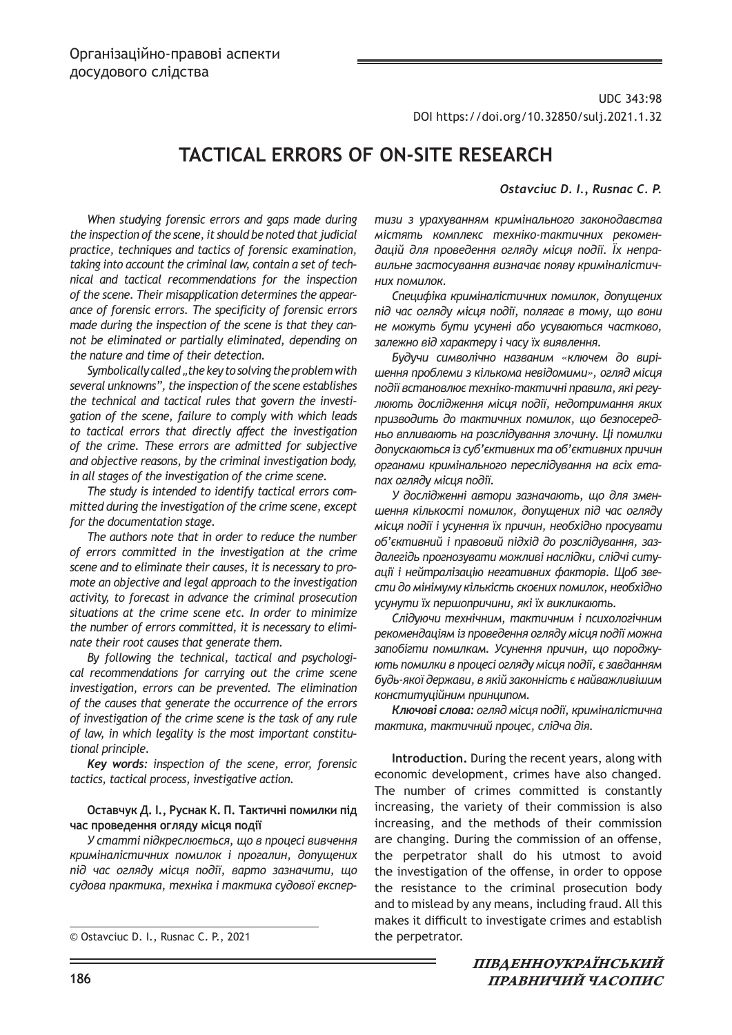Організаційно-правові аспекти досудового слідства

UDC 343:98

DOI https://doi.org/10.32850/sulj.2021.1.32

# TACTICAL ERRORS OF ON-SITE RESEARCH

***Ostavciuc D. I., Rusnac C. P.***

*When studying forensic errors and gaps made during the inspection of the scene, it should be noted that judicial practice, techniques and tactics of forensic examination, taking into account the criminal law, contain a set of technical and tactical recommendations for the inspection of the scene. Their misapplication determines the appearance of forensic errors. The specificity of forensic errors made during the inspection of the scene is that they cannot be eliminated or partially eliminated, depending on the nature and time of their detection.*

*Symbolically called „the key to solving the problem with several unknowns", the inspection of the scene establishes the technical and tactical rules that govern the investigation of the scene, failure to comply with which leads to tactical errors that directly affect the investigation of the crime. These errors are admitted for subjective and objective reasons, by the criminal investigation body, in all stages of the investigation of the crime scene.*

*The study is intended to identify tactical errors committed during the investigation of the crime scene, except for the documentation stage.*

*The authors note that in order to reduce the number of errors committed in the investigation at the crime scene and to eliminate their causes, it is necessary to promote an objective and legal approach to the investigation activity, to forecast in advance the criminal prosecution situations at the crime scene etc. In order to minimize the number of errors committed, it is necessary to eliminate their root causes that generate them.*

*By following the technical, tactical and psychological recommendations for carrying out the crime scene investigation, errors can be prevented. The elimination of the causes that generate the occurrence of the errors of investigation of the crime scene is the task of any rule of law, in which legality is the most important constitutional principle.*

***Key words:*** *inspection of the scene, error, forensic tactics, tactical process, investigative action.*

**Оставчук Д. І., Руснак К. П. Тактичні помилки під час проведення огляду місця події**

*У статті підкреслюється, що в процесі вивчення криміналістичних помилок і прогалин, допущених під час огляду місця події, варто зазначити, що судова практика, техніка і тактика судової експертизи з урахуванням кримінального законодавства містять комплекс техніко-тактичних рекомендацій для проведення огляду місця події. Їх неправильне застосування визначає появу криміналістичних помилок.*

*Специфіка криміналістичних помилок, допущених під час огляду місця події, полягає в тому, що вони не можуть бути усунені або усуваються частково, залежно від характеру і часу їх виявлення.*

*Будучи символічно названим «ключем до вирішення проблеми з кількома невідомими», огляд місця події встановлює техніко-тактичні правила, які регулюють дослідження місця події, недотримання яких призводить до тактичних помилок, що безпосередньо впливають на розслідування злочину. Ці помилки допускаються із суб'єктивних та об'єктивних причин органами кримінального переслідування на всіх етапах огляду місця події.*

*У дослідженні автори зазначають, що для зменшення кількості помилок, допущених під час огляду місця події і усунення їх причин, необхідно просувати об'єктивний і правовий підхід до розслідування, заздалегідь прогнозувати можливі наслідки, слідчі ситуації і нейтралізацію негативних факторів. Щоб звести до мінімуму кількість скоєних помилок, необхідно усунути їх першопричини, які їх викликають.*

*Слідуючи технічним, тактичним і психологічним рекомендаціям із проведення огляду місця події можна запобігти помилкам. Усунення причин, що породжують помилки в процесі огляду місця події, є завданням будь-якої держави, в якій законність є найважливішим конституційним принципом.*

***Ключові слова:*** *огляд місця події, криміналістична тактика, тактичний процес, слідча дія.*

**Introduction.** During the recent years, along with economic development, crimes have also changed. The number of crimes committed is constantly increasing, the variety of their commission is also increasing, and the methods of their commission are changing. During the commission of an offense, the perpetrator shall do his utmost to avoid the investigation of the offense, in order to oppose the resistance to the criminal prosecution body and to mislead by any means, including fraud. All this makes it difficult to investigate crimes and establish the perpetrator.

© Ostavciuc D. I., Rusnac C. P., 2021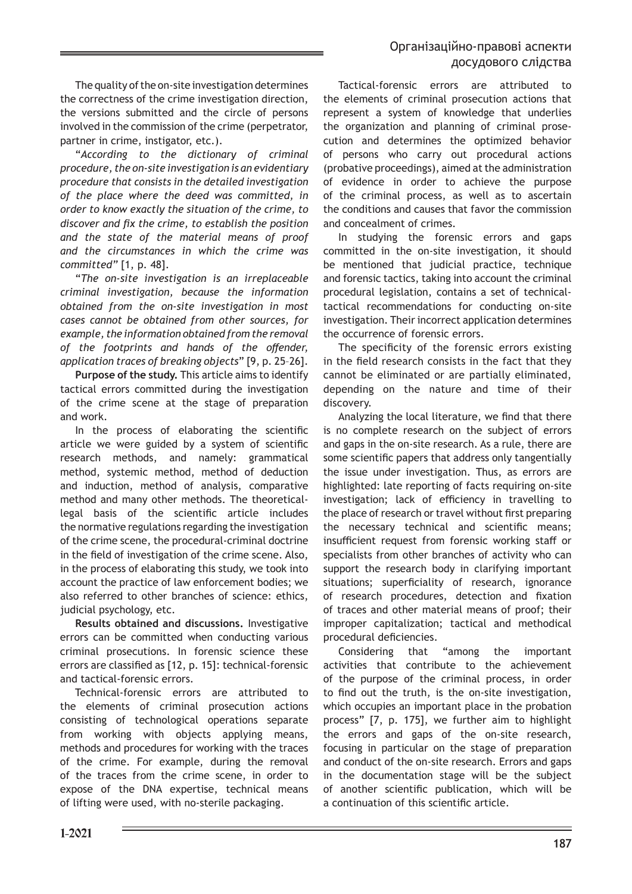The quality of the on-site investigation determines the correctness of the crime investigation direction, the versions submitted and the circle of persons involved in the commission of the crime (perpetrator, partner in crime, instigator, etc.).

"*According to the dictionary of criminal procedure, the on-site investigation is an evidentiary procedure that consists in the detailed investigation of the place where the deed was committed, in order to know exactly the situation of the crime, to discover and fix the crime, to establish the position and the state of the material means of proof and the circumstances in which the crime was committed*" [1, p. 48].

"*The on-site investigation is an irreplaceable criminal investigation, because the information obtained from the on-site investigation in most cases cannot be obtained from other sources, for example, the information obtained from the removal of the footprints and hands of the offender, application traces of breaking objects*" [9, p. 25–26].

**Purpose of the study.** This article aims to identify tactical errors committed during the investigation of the crime scene at the stage of preparation and work.

In the process of elaborating the scientific article we were guided by a system of scientific research methods, and namely: grammatical method, systemic method, method of deduction and induction, method of analysis, comparative method and many other methods. The theoretical-legal basis of the scientific article includes the normative regulations regarding the investigation of the crime scene, the procedural-criminal doctrine in the field of investigation of the crime scene. Also, in the process of elaborating this study, we took into account the practice of law enforcement bodies; we also referred to other branches of science: ethics, judicial psychology, etc.

**Results obtained and discussions.** Investigative errors can be committed when conducting various criminal prosecutions. In forensic science these errors are classified as [12, p. 15]: technical-forensic and tactical-forensic errors.

Technical-forensic errors are attributed to the elements of criminal prosecution actions consisting of technological operations separate from working with objects applying means, methods and procedures for working with the traces of the crime. For example, during the removal of the traces from the crime scene, in order to expose of the DNA expertise, technical means of lifting were used, with no-sterile packaging.

Tactical-forensic errors are attributed to the elements of criminal prosecution actions that represent a system of knowledge that underlies the organization and planning of criminal prosecution and determines the optimized behavior of persons who carry out procedural actions (probative proceedings), aimed at the administration of evidence in order to achieve the purpose of the criminal process, as well as to ascertain the conditions and causes that favor the commission and concealment of crimes.

In studying the forensic errors and gaps committed in the on-site investigation, it should be mentioned that judicial practice, technique and forensic tactics, taking into account the criminal procedural legislation, contains a set of technical-tactical recommendations for conducting on-site investigation. Their incorrect application determines the occurrence of forensic errors.

The specificity of the forensic errors existing in the field research consists in the fact that they cannot be eliminated or are partially eliminated, depending on the nature and time of their discovery.

Analyzing the local literature, we find that there is no complete research on the subject of errors and gaps in the on-site research. As a rule, there are some scientific papers that address only tangentially the issue under investigation. Thus, as errors are highlighted: late reporting of facts requiring on-site investigation; lack of efficiency in travelling to the place of research or travel without first preparing the necessary technical and scientific means; insufficient request from forensic working staff or specialists from other branches of activity who can support the research body in clarifying important situations; superficiality of research, ignorance of research procedures, detection and fixation of traces and other material means of proof; their improper capitalization; tactical and methodical procedural deficiencies.

Considering that "among the important activities that contribute to the achievement of the purpose of the criminal process, in order to find out the truth, is the on-site investigation, which occupies an important place in the probation process" [7, p. 175], we further aim to highlight the errors and gaps of the on-site research, focusing in particular on the stage of preparation and conduct of the on-site research. Errors and gaps in the documentation stage will be the subject of another scientific publication, which will be a continuation of this scientific article.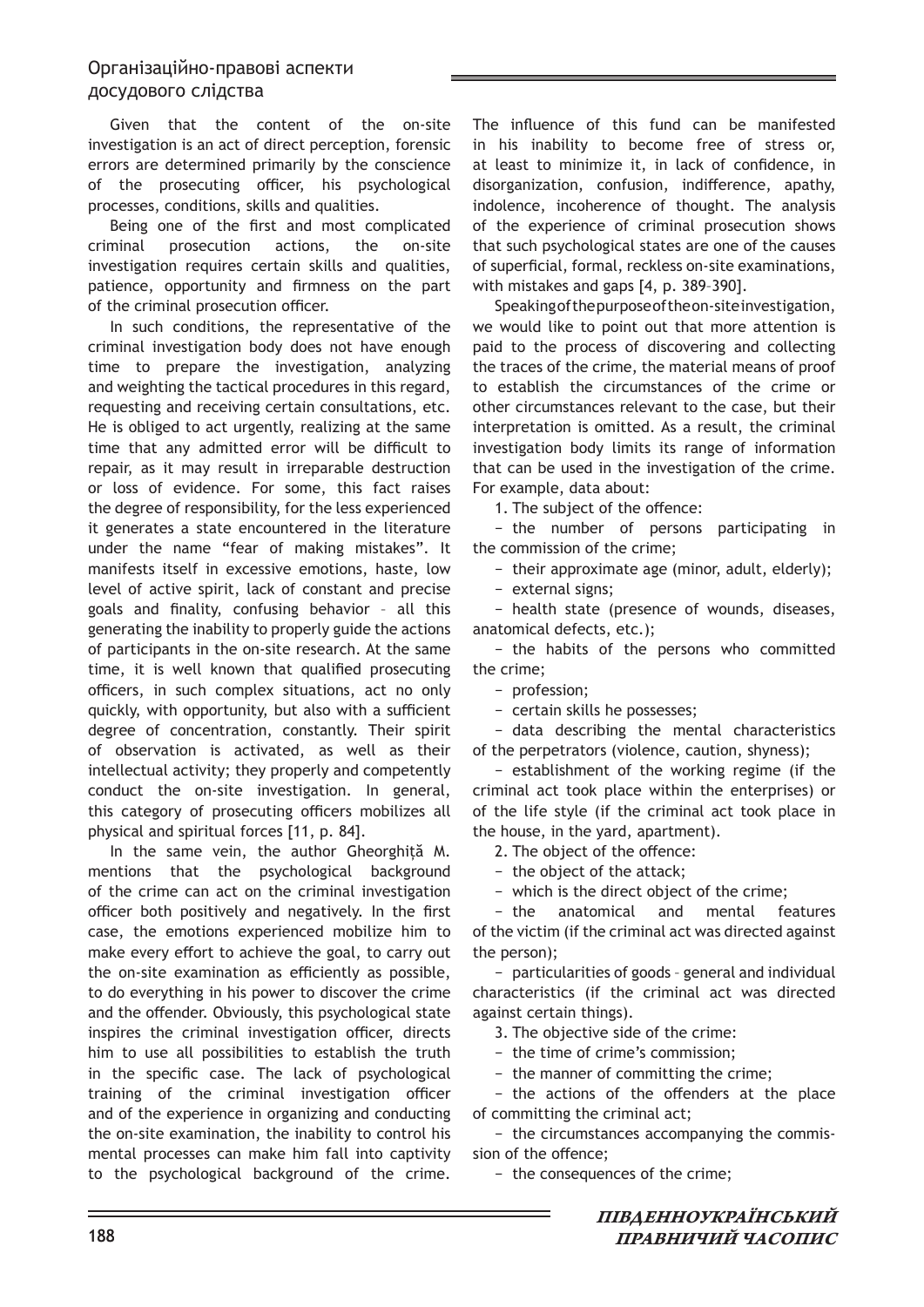Given that the content of the on-site investigation is an act of direct perception, forensic errors are determined primarily by the conscience of the prosecuting officer, his psychological processes, conditions, skills and qualities.

Being one of the first and most complicated criminal prosecution actions, the on-site investigation requires certain skills and qualities, patience, opportunity and firmness on the part of the criminal prosecution officer.

In such conditions, the representative of the criminal investigation body does not have enough time to prepare the investigation, analyzing and weighting the tactical procedures in this regard, requesting and receiving certain consultations, etc. He is obliged to act urgently, realizing at the same time that any admitted error will be difficult to repair, as it may result in irreparable destruction or loss of evidence. For some, this fact raises the degree of responsibility, for the less experienced it generates a state encountered in the literature under the name "fear of making mistakes". It manifests itself in excessive emotions, haste, low level of active spirit, lack of constant and precise goals and finality, confusing behavior – all this generating the inability to properly guide the actions of participants in the on-site research. At the same time, it is well known that qualified prosecuting officers, in such complex situations, act no only quickly, with opportunity, but also with a sufficient degree of concentration, constantly. Their spirit of observation is activated, as well as their intellectual activity; they properly and competently conduct the on-site investigation. In general, this category of prosecuting officers mobilizes all physical and spiritual forces [11, p. 84].

In the same vein, the author Gheorghiță M. mentions that the psychological background of the crime can act on the criminal investigation officer both positively and negatively. In the first case, the emotions experienced mobilize him to make every effort to achieve the goal, to carry out the on-site examination as efficiently as possible, to do everything in his power to discover the crime and the offender. Obviously, this psychological state inspires the criminal investigation officer, directs him to use all possibilities to establish the truth in the specific case. The lack of psychological training of the criminal investigation officer and of the experience in organizing and conducting the on-site examination, the inability to control his mental processes can make him fall into captivity to the psychological background of the crime. The influence of this fund can be manifested in his inability to become free of stress or, at least to minimize it, in lack of confidence, in disorganization, confusion, indifference, apathy, indolence, incoherence of thought. The analysis of the experience of criminal prosecution shows that such psychological states are one of the causes of superficial, formal, reckless on-site examinations, with mistakes and gaps [4, p. 389–390].

Speaking of the purpose of the on-site investigation, we would like to point out that more attention is paid to the process of discovering and collecting the traces of the crime, the material means of proof to establish the circumstances of the crime or other circumstances relevant to the case, but their interpretation is omitted. As a result, the criminal investigation body limits its range of information that can be used in the investigation of the crime. For example, data about:

1. The subject of the offence:

− the number of persons participating in the commission of the crime;

− their approximate age (minor, adult, elderly);

− external signs;

− health state (presence of wounds, diseases, anatomical defects, etc.);

− the habits of the persons who committed the crime;

− profession;

− certain skills he possesses;

− data describing the mental characteristics of the perpetrators (violence, caution, shyness);

− establishment of the working regime (if the criminal act took place within the enterprises) or of the life style (if the criminal act took place in the house, in the yard, apartment).

2. The object of the offence:

− the object of the attack;

− which is the direct object of the crime;

− the anatomical and mental features of the victim (if the criminal act was directed against the person);

− particularities of goods – general and individual characteristics (if the criminal act was directed against certain things).

3. The objective side of the crime:

− the time of crime's commission;

− the manner of committing the crime;

− the actions of the offenders at the place of committing the criminal act;

− the circumstances accompanying the commission of the offence;

− the consequences of the crime;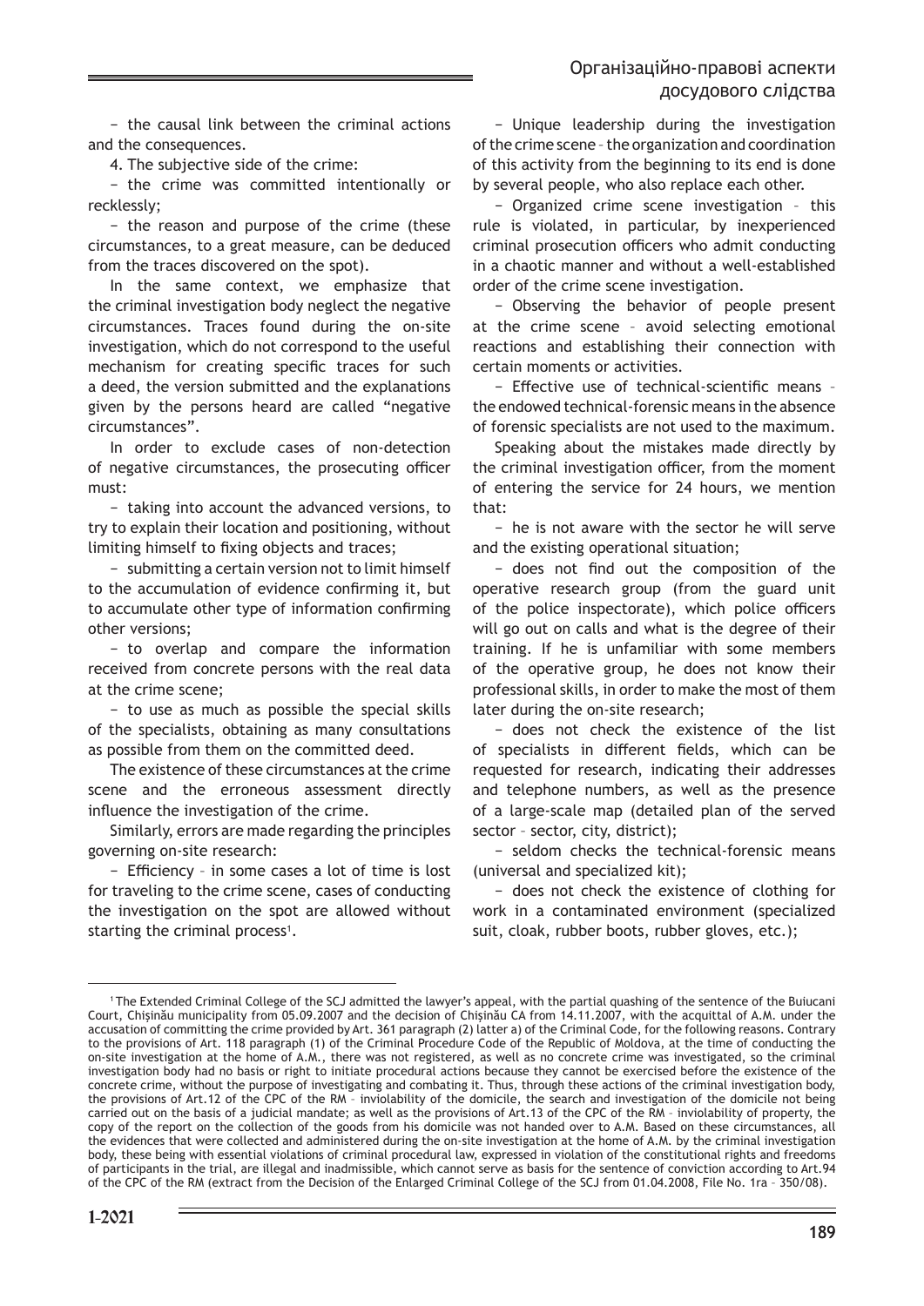− the causal link between the criminal actions and the consequences.

4. The subjective side of the crime:

− the crime was committed intentionally or recklessly;

− the reason and purpose of the crime (these circumstances, to a great measure, can be deduced from the traces discovered on the spot).

In the same context, we emphasize that the criminal investigation body neglect the negative circumstances. Traces found during the on-site investigation, which do not correspond to the useful mechanism for creating specific traces for such a deed, the version submitted and the explanations given by the persons heard are called "negative circumstances".

In order to exclude cases of non-detection of negative circumstances, the prosecuting officer must:

− taking into account the advanced versions, to try to explain their location and positioning, without limiting himself to fixing objects and traces;

− submitting a certain version not to limit himself to the accumulation of evidence confirming it, but to accumulate other type of information confirming other versions;

− to overlap and compare the information received from concrete persons with the real data at the crime scene;

− to use as much as possible the special skills of the specialists, obtaining as many consultations as possible from them on the committed deed.

The existence of these circumstances at the crime scene and the erroneous assessment directly influence the investigation of the crime.

Similarly, errors are made regarding the principles governing on-site research:

− Efficiency – in some cases a lot of time is lost for traveling to the crime scene, cases of conducting the investigation on the spot are allowed without starting the criminal process[1].

− Unique leadership during the investigation of the crime scene – the organization and coordination of this activity from the beginning to its end is done by several people, who also replace each other.

− Organized crime scene investigation – this rule is violated, in particular, by inexperienced criminal prosecution officers who admit conducting in a chaotic manner and without a well-established order of the crime scene investigation.

− Observing the behavior of people present at the crime scene – avoid selecting emotional reactions and establishing their connection with certain moments or activities.

− Effective use of technical-scientific means – the endowed technical-forensic means in the absence of forensic specialists are not used to the maximum.

Speaking about the mistakes made directly by the criminal investigation officer, from the moment of entering the service for 24 hours, we mention that:

− he is not aware with the sector he will serve and the existing operational situation;

− does not find out the composition of the operative research group (from the guard unit of the police inspectorate), which police officers will go out on calls and what is the degree of their training. If he is unfamiliar with some members of the operative group, he does not know their professional skills, in order to make the most of them later during the on-site research;

− does not check the existence of the list of specialists in different fields, which can be requested for research, indicating their addresses and telephone numbers, as well as the presence of a large-scale map (detailed plan of the served sector – sector, city, district);

− seldom checks the technical-forensic means (universal and specialized kit);

− does not check the existence of clothing for work in a contaminated environment (specialized suit, cloak, rubber boots, rubber gloves, etc.);

---

[1] The Extended Criminal College of the SCJ admitted the lawyer's appeal, with the partial quashing of the sentence of the Buiucani Court, Chişinău municipality from 05.09.2007 and the decision of Chişinău CA from 14.11.2007, with the acquittal of A.M. under the accusation of committing the crime provided by Art. 361 paragraph (2) latter a) of the Criminal Code, for the following reasons. Contrary to the provisions of Art. 118 paragraph (1) of the Criminal Procedure Code of the Republic of Moldova, at the time of conducting the on-site investigation at the home of A.M., there was not registered, as well as no concrete crime was investigated, so the criminal investigation body had no basis or right to initiate procedural actions because they cannot be exercised before the existence of the concrete crime, without the purpose of investigating and combating it. Thus, through these actions of the criminal investigation body, the provisions of Art.12 of the CPC of the RM – inviolability of the domicile, the search and investigation of the domicile not being carried out on the basis of a judicial mandate; as well as the provisions of Art.13 of the CPC of the RM – inviolability of property, the copy of the report on the collection of the goods from his domicile was not handed over to A.M. Based on these circumstances, all the evidences that were collected and administered during the on-site investigation at the home of A.M. by the criminal investigation body, these being with essential violations of criminal procedural law, expressed in violation of the constitutional rights and freedoms of participants in the trial, are illegal and inadmissible, which cannot serve as basis for the sentence of conviction according to Art.94 of the CPC of the RM (extract from the Decision of the Enlarged Criminal College of the SCJ from 01.04.2008, File No. 1ra – 350/08).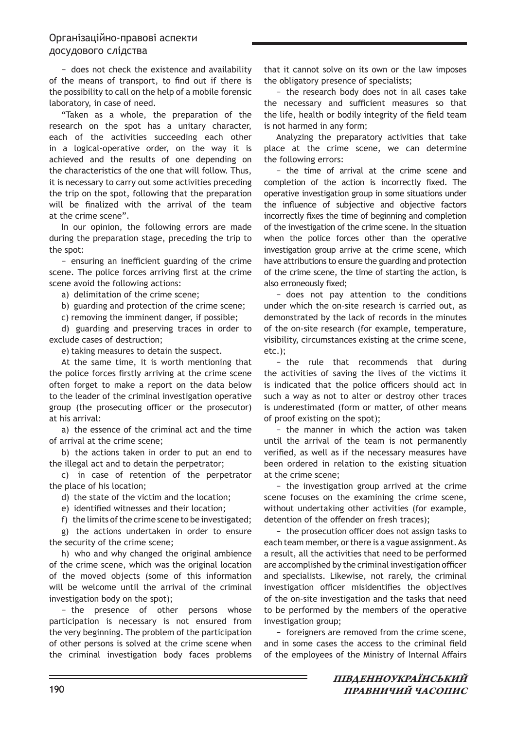– does not check the existence and availability of the means of transport, to find out if there is the possibility to call on the help of a mobile forensic laboratory, in case of need.

"Taken as a whole, the preparation of the research on the spot has a unitary character, each of the activities succeeding each other in a logical-operative order, on the way it is achieved and the results of one depending on the characteristics of the one that will follow. Thus, it is necessary to carry out some activities preceding the trip on the spot, following that the preparation will be finalized with the arrival of the team at the crime scene".

In our opinion, the following errors are made during the preparation stage, preceding the trip to the spot:

– ensuring an inefficient guarding of the crime scene. The police forces arriving first at the crime scene avoid the following actions:

a) delimitation of the crime scene;

b) guarding and protection of the crime scene;

c) removing the imminent danger, if possible;

d) guarding and preserving traces in order to exclude cases of destruction;

e) taking measures to detain the suspect.

At the same time, it is worth mentioning that the police forces firstly arriving at the crime scene often forget to make a report on the data below to the leader of the criminal investigation operative group (the prosecuting officer or the prosecutor) at his arrival:

a) the essence of the criminal act and the time of arrival at the crime scene;

b) the actions taken in order to put an end to the illegal act and to detain the perpetrator;

c) in case of retention of the perpetrator the place of his location;

d) the state of the victim and the location;

e) identified witnesses and their location;

f) the limits of the crime scene to be investigated;

g) the actions undertaken in order to ensure the security of the crime scene;

h) who and why changed the original ambience of the crime scene, which was the original location of the moved objects (some of this information will be welcome until the arrival of the criminal investigation body on the spot);

– the presence of other persons whose participation is necessary is not ensured from the very beginning. The problem of the participation of other persons is solved at the crime scene when the criminal investigation body faces problems that it cannot solve on its own or the law imposes the obligatory presence of specialists;

– the research body does not in all cases take the necessary and sufficient measures so that the life, health or bodily integrity of the field team is not harmed in any form;

Analyzing the preparatory activities that take place at the crime scene, we can determine the following errors:

– the time of arrival at the crime scene and completion of the action is incorrectly fixed. The operative investigation group in some situations under the influence of subjective and objective factors incorrectly fixes the time of beginning and completion of the investigation of the crime scene. In the situation when the police forces other than the operative investigation group arrive at the crime scene, which have attributions to ensure the guarding and protection of the crime scene, the time of starting the action, is also erroneously fixed;

– does not pay attention to the conditions under which the on-site research is carried out, as demonstrated by the lack of records in the minutes of the on-site research (for example, temperature, visibility, circumstances existing at the crime scene, etc.);

– the rule that recommends that during the activities of saving the lives of the victims it is indicated that the police officers should act in such a way as not to alter or destroy other traces is underestimated (form or matter, of other means of proof existing on the spot);

– the manner in which the action was taken until the arrival of the team is not permanently verified, as well as if the necessary measures have been ordered in relation to the existing situation at the crime scene;

– the investigation group arrived at the crime scene focuses on the examining the crime scene, without undertaking other activities (for example, detention of the offender on fresh traces);

– the prosecution officer does not assign tasks to each team member, or there is a vague assignment. As a result, all the activities that need to be performed are accomplished by the criminal investigation officer and specialists. Likewise, not rarely, the criminal investigation officer misidentifies the objectives of the on-site investigation and the tasks that need to be performed by the members of the operative investigation group;

– foreigners are removed from the crime scene, and in some cases the access to the criminal field of the employees of the Ministry of Internal Affairs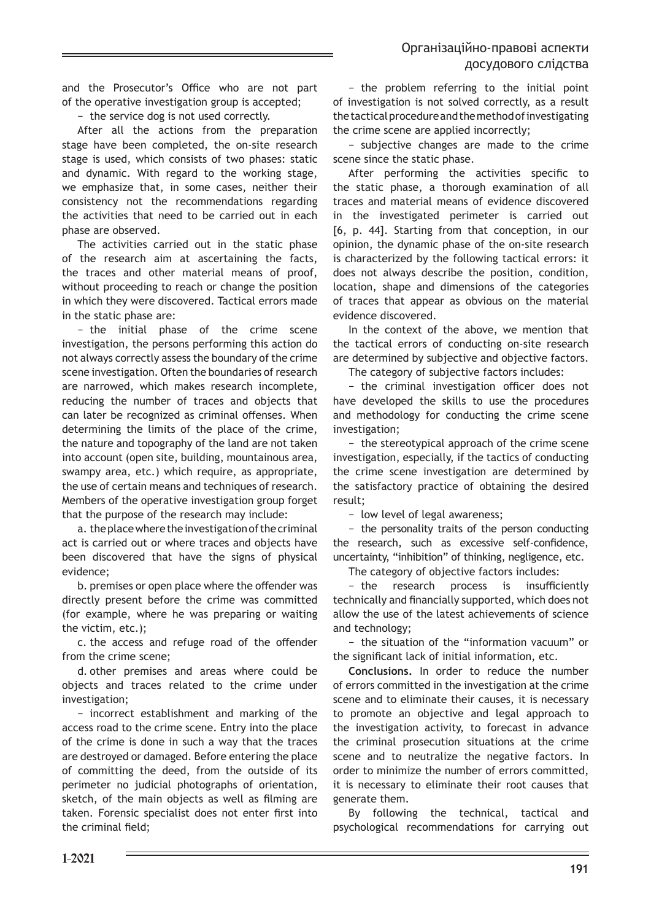and the Prosecutor's Office who are not part of the operative investigation group is accepted;

− the service dog is not used correctly.

After all the actions from the preparation stage have been completed, the on-site research stage is used, which consists of two phases: static and dynamic. With regard to the working stage, we emphasize that, in some cases, neither their consistency not the recommendations regarding the activities that need to be carried out in each phase are observed.

The activities carried out in the static phase of the research aim at ascertaining the facts, the traces and other material means of proof, without proceeding to reach or change the position in which they were discovered. Tactical errors made in the static phase are:

− the initial phase of the crime scene investigation, the persons performing this action do not always correctly assess the boundary of the crime scene investigation. Often the boundaries of research are narrowed, which makes research incomplete, reducing the number of traces and objects that can later be recognized as criminal offenses. When determining the limits of the place of the crime, the nature and topography of the land are not taken into account (open site, building, mountainous area, swampy area, etc.) which require, as appropriate, the use of certain means and techniques of research. Members of the operative investigation group forget that the purpose of the research may include:

a. the place where the investigation of the criminal act is carried out or where traces and objects have been discovered that have the signs of physical evidence;

b. premises or open place where the offender was directly present before the crime was committed (for example, where he was preparing or waiting the victim, etc.);

c. the access and refuge road of the offender from the crime scene;

d. other premises and areas where could be objects and traces related to the crime under investigation;

− incorrect establishment and marking of the access road to the crime scene. Entry into the place of the crime is done in such a way that the traces are destroyed or damaged. Before entering the place of committing the deed, from the outside of its perimeter no judicial photographs of orientation, sketch, of the main objects as well as filming are taken. Forensic specialist does not enter first into the criminal field;

− the problem referring to the initial point of investigation is not solved correctly, as a result the tactical procedure and the method of investigating the crime scene are applied incorrectly;

− subjective changes are made to the crime scene since the static phase.

After performing the activities specific to the static phase, a thorough examination of all traces and material means of evidence discovered in the investigated perimeter is carried out [6, p. 44]. Starting from that conception, in our opinion, the dynamic phase of the on-site research is characterized by the following tactical errors: it does not always describe the position, condition, location, shape and dimensions of the categories of traces that appear as obvious on the material evidence discovered.

In the context of the above, we mention that the tactical errors of conducting on-site research are determined by subjective and objective factors.

The category of subjective factors includes:

− the criminal investigation officer does not have developed the skills to use the procedures and methodology for conducting the crime scene investigation;

− the stereotypical approach of the crime scene investigation, especially, if the tactics of conducting the crime scene investigation are determined by the satisfactory practice of obtaining the desired result;

− low level of legal awareness;

− the personality traits of the person conducting the research, such as excessive self-confidence, uncertainty, "inhibition" of thinking, negligence, etc.

The category of objective factors includes:

− the research process is insufficiently technically and financially supported, which does not allow the use of the latest achievements of science and technology;

− the situation of the "information vacuum" or the significant lack of initial information, etc.

**Conclusions.** In order to reduce the number of errors committed in the investigation at the crime scene and to eliminate their causes, it is necessary to promote an objective and legal approach to the investigation activity, to forecast in advance the criminal prosecution situations at the crime scene and to neutralize the negative factors. In order to minimize the number of errors committed, it is necessary to eliminate their root causes that generate them.

By following the technical, tactical and psychological recommendations for carrying out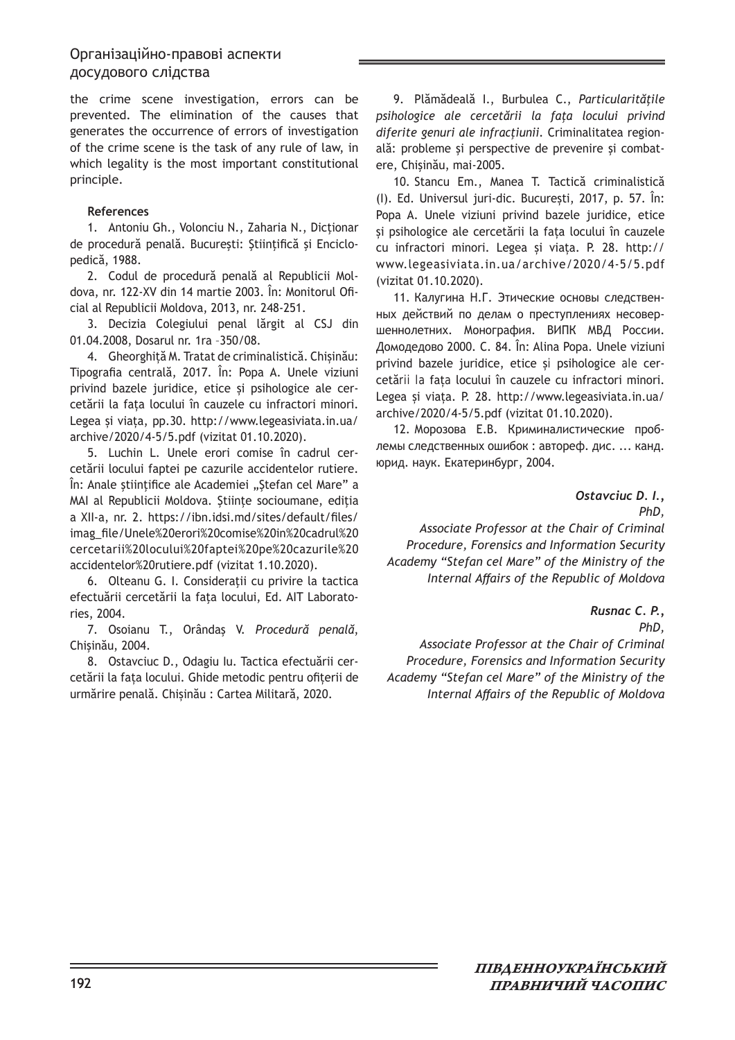the crime scene investigation, errors can be prevented. The elimination of the causes that generates the occurrence of errors of investigation of the crime scene is the task of any rule of law, in which legality is the most important constitutional principle.

**References**

1. Antoniu Gh., Volonciu N., Zaharia N., Dicționar de procedură penală. București: Științifică și Enciclopedică, 1988.

2. Codul de procedură penală al Republicii Moldova, nr. 122-XV din 14 martie 2003. În: Monitorul Oficial al Republicii Moldova, 2013, nr. 248-251.

3. Decizia Colegiului penal lărgit al CSJ din 01.04.2008, Dosarul nr. 1ra –350/08.

4. Gheorghiță M. Tratat de criminalistică. Chișinău: Tipografia centrală, 2017. În: Popa A. Unele viziuni privind bazele juridice, etice și psihologice ale cercetării la fața locului în cauzele cu infractori minori. Legea și viața, pp.30. http://www.legeasiviata.in.ua/archive/2020/4-5/5.pdf (vizitat 01.10.2020).

5. Luchin L. Unele erori comise în cadrul cercetării locului faptei pe cazurile accidentelor rutiere. În: Anale științifice ale Academiei „Ștefan cel Mare" a MAI al Republicii Moldova. Științe socioumane, ediția a XII-a, nr. 2. https://ibn.idsi.md/sites/default/files/imag_file/Unele%20erori%20comise%20in%20cadrul%20cercetarii%20locului%20faptei%20pe%20cazurile%20accidentelor%20rutiere.pdf (vizitat 1.10.2020).

6. Olteanu G. I. Considerații cu privire la tactica efectuării cercetării la fața locului, Ed. AIT Laboratories, 2004.

7. Osoianu T., Orândaș V. *Procedură penală*, Chișinău, 2004.

8. Ostavciuc D., Odagiu Iu. Tactica efectuării cercetării la fața locului. Ghide metodic pentru ofițerii de urmărire penală. Chișinău : Cartea Militară, 2020.

9. Plămădeală I., Burbulea C., *Particularitățile psihologice ale cercetării la fața locului privind diferite genuri ale infracțiunii*. Criminalitatea regională: probleme și perspective de prevenire și combatere, Chișinău, mai-2005.

10. Stancu Em., Manea T. Tactică criminalistică (I). Ed. Universul juri-dic. București, 2017, p. 57. În: Popa A. Unele viziuni privind bazele juridice, etice și psihologice ale cercetării la fața locului în cauzele cu infractori minori. Legea și viața. P. 28. http://www.legeasiviata.in.ua/archive/2020/4-5/5.pdf (vizitat 01.10.2020).

11. Калугина Н.Г. Этические основы следственных действий по делам о преступлениях несовершеннолетних. Монография. ВИПК МВД России. Домодедово 2000. С. 84. În: Alina Popa. Unele viziuni privind bazele juridice, etice și psihologice ale cercetării la fața locului în cauzele cu infractori minori. Legea și viața. P. 28. http://www.legeasiviata.in.ua/archive/2020/4-5/5.pdf (vizitat 01.10.2020).

12. Морозова Е.В. Криминалистические проблемы следственных ошибок : автореф. дис. ... канд. юрид. наук. Екатеринбург, 2004.

***Ostavciuc D. I.,***
*PhD,*
*Associate Professor at the Chair of Criminal Procedure, Forensics and Information Security Academy "Stefan cel Mare" of the Ministry of the Internal Affairs of the Republic of Moldova*

***Rusnac C. P.,***
*PhD,*
*Associate Professor at the Chair of Criminal Procedure, Forensics and Information Security Academy "Stefan cel Mare" of the Ministry of the Internal Affairs of the Republic of Moldova*